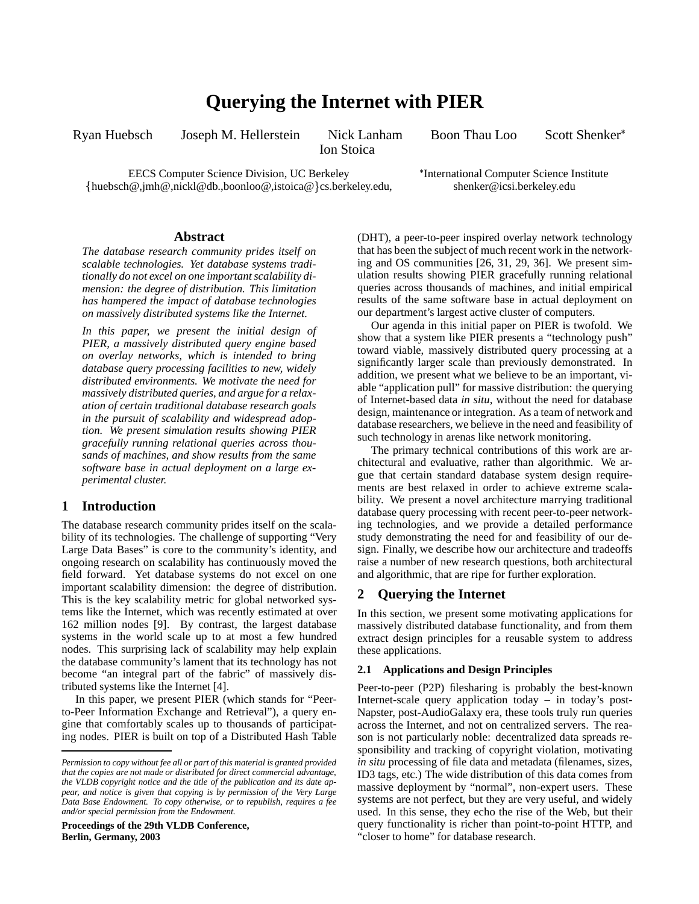# Querying the Internet with PIER

Ryan Huebsch  Joseph M. Hellerstein  Nick Lanham  Boon Thau Loo  Scott Shenker*
Ion Stoica

EECS Computer Science Division, UC Berkeley
{huebsch@,jmh@,nickl@db.,boonloo@,istoica@}cs.berkeley.edu,

*International Computer Science Institute
shenker@icsi.berkeley.edu

### Abstract

*The database research community prides itself on scalable technologies. Yet database systems traditionally do not excel on one important scalability dimension: the degree of distribution. This limitation has hampered the impact of database technologies on massively distributed systems like the Internet.*

*In this paper, we present the initial design of PIER, a massively distributed query engine based on overlay networks, which is intended to bring database query processing facilities to new, widely distributed environments. We motivate the need for massively distributed queries, and argue for a relaxation of certain traditional database research goals in the pursuit of scalability and widespread adoption. We present simulation results showing PIER gracefully running relational queries across thousands of machines, and show results from the same software base in actual deployment on a large experimental cluster.*

## 1 Introduction

The database research community prides itself on the scalability of its technologies. The challenge of supporting "Very Large Data Bases" is core to the community's identity, and ongoing research on scalability has continuously moved the field forward. Yet database systems do not excel on one important scalability dimension: the degree of distribution. This is the key scalability metric for global networked systems like the Internet, which was recently estimated at over 162 million nodes [9]. By contrast, the largest database systems in the world scale up to at most a few hundred nodes. This surprising lack of scalability may help explain the database community's lament that its technology has not become "an integral part of the fabric" of massively distributed systems like the Internet [4].

In this paper, we present PIER (which stands for "Peer-to-Peer Information Exchange and Retrieval"), a query engine that comfortably scales up to thousands of participating nodes. PIER is built on top of a Distributed Hash Table (DHT), a peer-to-peer inspired overlay network technology that has been the subject of much recent work in the networking and OS communities [26, 31, 29, 36]. We present simulation results showing PIER gracefully running relational queries across thousands of machines, and initial empirical results of the same software base in actual deployment on our department's largest active cluster of computers.

Our agenda in this initial paper on PIER is twofold. We show that a system like PIER presents a "technology push" toward viable, massively distributed query processing at a significantly larger scale than previously demonstrated. In addition, we present what we believe to be an important, viable "application pull" for massive distribution: the querying of Internet-based data *in situ*, without the need for database design, maintenance or integration. As a team of network and database researchers, we believe in the need and feasibility of such technology in arenas like network monitoring.

The primary technical contributions of this work are architectural and evaluative, rather than algorithmic. We argue that certain standard database system design requirements are best relaxed in order to achieve extreme scalability. We present a novel architecture marrying traditional database query processing with recent peer-to-peer networking technologies, and we provide a detailed performance study demonstrating the need for and feasibility of our design. Finally, we describe how our architecture and tradeoffs raise a number of new research questions, both architectural and algorithmic, that are ripe for further exploration.

## 2 Querying the Internet

In this section, we present some motivating applications for massively distributed database functionality, and from them extract design principles for a reusable system to address these applications.

### 2.1 Applications and Design Principles

Peer-to-peer (P2P) filesharing is probably the best-known Internet-scale query application today – in today's post-Napster, post-AudioGalaxy era, these tools truly run queries across the Internet, and not on centralized servers. The reason is not particularly noble: decentralized data spreads responsibility and tracking of copyright violation, motivating *in situ* processing of file data and metadata (filenames, sizes, ID3 tags, etc.) The wide distribution of this data comes from massive deployment by "normal", non-expert users. These systems are not perfect, but they are very useful, and widely used. In this sense, they echo the rise of the Web, but their query functionality is richer than point-to-point HTTP, and "closer to home" for database research.

*Permission to copy without fee all or part of this material is granted provided that the copies are not made or distributed for direct commercial advantage, the VLDB copyright notice and the title of the publication and its date appear, and notice is given that copying is by permission of the Very Large Data Base Endowment. To copy otherwise, or to republish, requires a fee and/or special permission from the Endowment.*

**Proceedings of the 29th VLDB Conference, Berlin, Germany, 2003**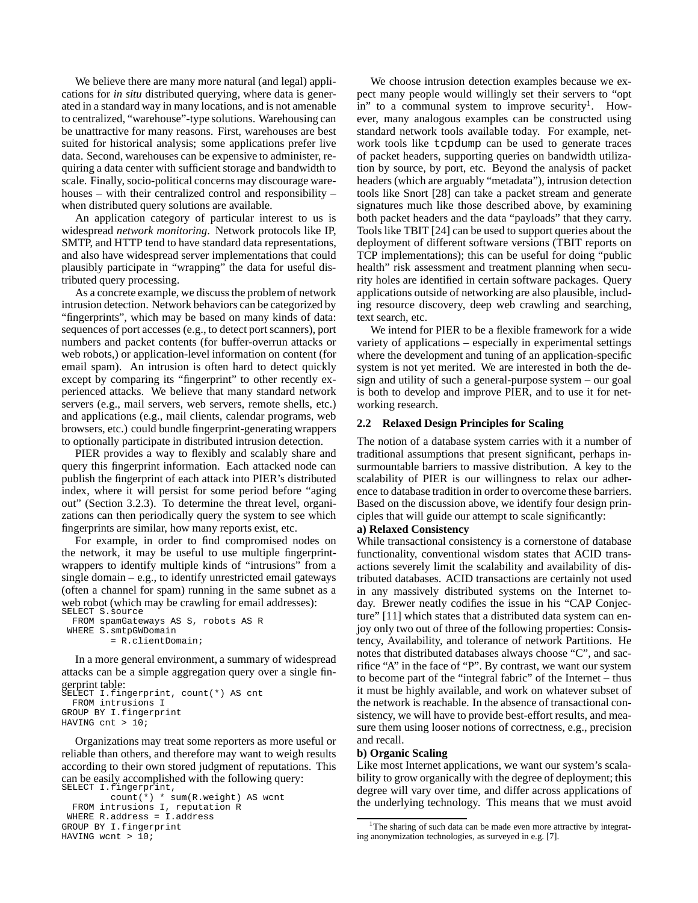We believe there are many more natural (and legal) applications for *in situ* distributed querying, where data is generated in a standard way in many locations, and is not amenable to centralized, "warehouse"-type solutions. Warehousing can be unattractive for many reasons. First, warehouses are best suited for historical analysis; some applications prefer live data. Second, warehouses can be expensive to administer, requiring a data center with sufficient storage and bandwidth to scale. Finally, socio-political concerns may discourage warehouses – with their centralized control and responsibility – when distributed query solutions are available.

An application category of particular interest to us is widespread *network monitoring*. Network protocols like IP, SMTP, and HTTP tend to have standard data representations, and also have widespread server implementations that could plausibly participate in "wrapping" the data for useful distributed query processing.

As a concrete example, we discuss the problem of network intrusion detection. Network behaviors can be categorized by "fingerprints", which may be based on many kinds of data: sequences of port accesses (e.g., to detect port scanners), port numbers and packet contents (for buffer-overrun attacks or web robots,) or application-level information on content (for email spam). An intrusion is often hard to detect quickly except by comparing its "fingerprint" to other recently experienced attacks. We believe that many standard network servers (e.g., mail servers, web servers, remote shells, etc.) and applications (e.g., mail clients, calendar programs, web browsers, etc.) could bundle fingerprint-generating wrappers to optionally participate in distributed intrusion detection.

PIER provides a way to flexibly and scalably share and query this fingerprint information. Each attacked node can publish the fingerprint of each attack into PIER's distributed index, where it will persist for some period before "aging out" (Section 3.2.3). To determine the threat level, organizations can then periodically query the system to see which fingerprints are similar, how many reports exist, etc.

For example, in order to find compromised nodes on the network, it may be useful to use multiple fingerprint-wrappers to identify multiple kinds of "intrusions" from a single domain – e.g., to identify unrestricted email gateways (often a channel for spam) running in the same subnet as a web robot (which may be crawling for email addresses):

```
SELECT S.source
  FROM spamGateways AS S, robots AS R
 WHERE S.smtpGWDomain
         = R.clientDomain;
```

In a more general environment, a summary of widespread attacks can be a simple aggregation query over a single fingerprint table:

```
SELECT I.fingerprint, count(*) AS cnt
  FROM intrusions I
GROUP BY I.fingerprint
HAVING cnt > 10;
```

Organizations may treat some reporters as more useful or reliable than others, and therefore may want to weigh results according to their own stored judgment of reputations. This can be easily accomplished with the following query:

```
SELECT I.fingerprint,
         count(*) * sum(R.weight) AS wcnt
  FROM intrusions I, reputation R
 WHERE R.address = I.address
GROUP BY I.fingerprint
HAVING wcnt > 10;
```

We choose intrusion detection examples because we expect many people would willingly set their servers to "opt in" to a communal system to improve security[1]. However, many analogous examples can be constructed using standard network tools available today. For example, network tools like `tcpdump` can be used to generate traces of packet headers, supporting queries on bandwidth utilization by source, by port, etc. Beyond the analysis of packet headers (which are arguably "metadata"), intrusion detection tools like Snort [28] can take a packet stream and generate signatures much like those described above, by examining both packet headers and the data "payloads" that they carry. Tools like TBIT [24] can be used to support queries about the deployment of different software versions (TBIT reports on TCP implementations); this can be useful for doing "public health" risk assessment and treatment planning when security holes are identified in certain software packages. Query applications outside of networking are also plausible, including resource discovery, deep web crawling and searching, text search, etc.

We intend for PIER to be a flexible framework for a wide variety of applications – especially in experimental settings where the development and tuning of an application-specific system is not yet merited. We are interested in both the design and utility of such a general-purpose system – our goal is both to develop and improve PIER, and to use it for networking research.

### 2.2 Relaxed Design Principles for Scaling

The notion of a database system carries with it a number of traditional assumptions that present significant, perhaps insurmountable barriers to massive distribution. A key to the scalability of PIER is our willingness to relax our adherence to database tradition in order to overcome these barriers. Based on the discussion above, we identify four design principles that will guide our attempt to scale significantly:

**a) Relaxed Consistency**

While transactional consistency is a cornerstone of database functionality, conventional wisdom states that ACID transactions severely limit the scalability and availability of distributed databases. ACID transactions are certainly not used in any massively distributed systems on the Internet today. Brewer neatly codifies the issue in his "CAP Conjecture" [11] which states that a distributed data system can enjoy only two out of three of the following properties: Consistency, Availability, and tolerance of network Partitions. He notes that distributed databases always choose "C", and sacrifice "A" in the face of "P". By contrast, we want our system to become part of the "integral fabric" of the Internet – thus it must be highly available, and work on whatever subset of the network is reachable. In the absence of transactional consistency, we will have to provide best-effort results, and measure them using looser notions of correctness, e.g., precision and recall.

**b) Organic Scaling**

Like most Internet applications, we want our system's scalability to grow organically with the degree of deployment; this degree will vary over time, and differ across applications of the underlying technology. This means that we must avoid

[1] The sharing of such data can be made even more attractive by integrating anonymization technologies, as surveyed in e.g. [7].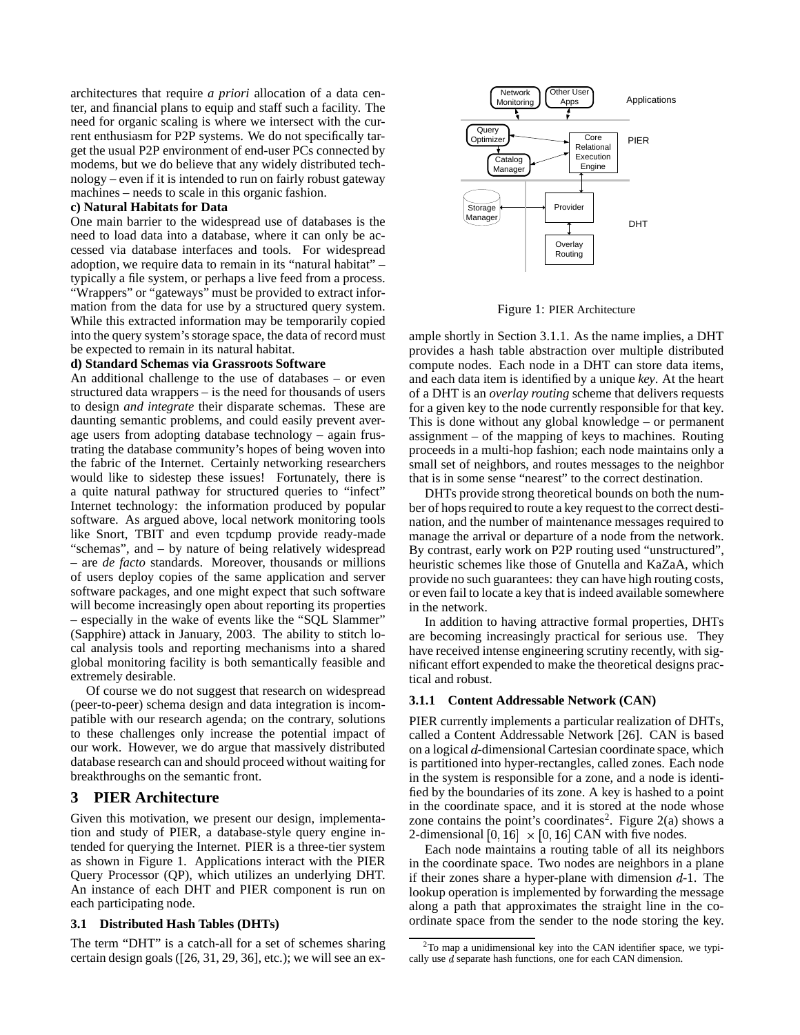architectures that require *a priori* allocation of a data center, and financial plans to equip and staff such a facility. The need for organic scaling is where we intersect with the current enthusiasm for P2P systems. We do not specifically target the usual P2P environment of end-user PCs connected by modems, but we do believe that any widely distributed technology – even if it is intended to run on fairly robust gateway machines – needs to scale in this organic fashion.

**c) Natural Habitats for Data**

One main barrier to the widespread use of databases is the need to load data into a database, where it can only be accessed via database interfaces and tools. For widespread adoption, we require data to remain in its "natural habitat" – typically a file system, or perhaps a live feed from a process. "Wrappers" or "gateways" must be provided to extract information from the data for use by a structured query system. While this extracted information may be temporarily copied into the query system's storage space, the data of record must be expected to remain in its natural habitat.

**d) Standard Schemas via Grassroots Software**

An additional challenge to the use of databases – or even structured data wrappers – is the need for thousands of users to design *and integrate* their disparate schemas. These are daunting semantic problems, and could easily prevent average users from adopting database technology – again frustrating the database community's hopes of being woven into the fabric of the Internet. Certainly networking researchers would like to sidestep these issues! Fortunately, there is a quite natural pathway for structured queries to "infect" Internet technology: the information produced by popular software. As argued above, local network monitoring tools like Snort, TBIT and even tcpdump provide ready-made "schemas", and – by nature of being relatively widespread – are *de facto* standards. Moreover, thousands or millions of users deploy copies of the same application and server software packages, and one might expect that such software will become increasingly open about reporting its properties – especially in the wake of events like the "SQL Slammer" (Sapphire) attack in January, 2003. The ability to stitch local analysis tools and reporting mechanisms into a shared global monitoring facility is both semantically feasible and extremely desirable.

Of course we do not suggest that research on widespread (peer-to-peer) schema design and data integration is incompatible with our research agenda; on the contrary, solutions to these challenges only increase the potential impact of our work. However, we do argue that massively distributed database research can and should proceed without waiting for breakthroughs on the semantic front.

# 3 PIER Architecture

Given this motivation, we present our design, implementation and study of PIER, a database-style query engine intended for querying the Internet. PIER is a three-tier system as shown in Figure 1. Applications interact with the PIER Query Processor (QP), which utilizes an underlying DHT. An instance of each DHT and PIER component is run on each participating node.

Figure 1: PIER Architecture

## 3.1 Distributed Hash Tables (DHTs)

The term "DHT" is a catch-all for a set of schemes sharing certain design goals ([26, 31, 29, 36], etc.); we will see an example shortly in Section 3.1.1. As the name implies, a DHT provides a hash table abstraction over multiple distributed compute nodes. Each node in a DHT can store data items, and each data item is identified by a unique *key*. At the heart of a DHT is an *overlay routing* scheme that delivers requests for a given key to the node currently responsible for that key. This is done without any global knowledge – or permanent assignment – of the mapping of keys to machines. Routing proceeds in a multi-hop fashion; each node maintains only a small set of neighbors, and routes messages to the neighbor that is in some sense "nearest" to the correct destination.

DHTs provide strong theoretical bounds on both the number of hops required to route a key request to the correct destination, and the number of maintenance messages required to manage the arrival or departure of a node from the network. By contrast, early work on P2P routing used "unstructured", heuristic schemes like those of Gnutella and KaZaA, which provide no such guarantees: they can have high routing costs, or even fail to locate a key that is indeed available somewhere in the network.

In addition to having attractive formal properties, DHTs are becoming increasingly practical for serious use. They have received intense engineering scrutiny recently, with significant effort expended to make the theoretical designs practical and robust.

### 3.1.1 Content Addressable Network (CAN)

PIER currently implements a particular realization of DHTs, called a Content Addressable Network [26]. CAN is based on a logical $d$-dimensional Cartesian coordinate space, which is partitioned into hyper-rectangles, called zones. Each node in the system is responsible for a zone, and a node is identified by the boundaries of its zone. A key is hashed to a point in the coordinate space, and it is stored at the node whose zone contains the point's coordinates[2]. Figure 2(a) shows a 2-dimensional $[0, 16] \times [0, 16]$ CAN with five nodes.

Each node maintains a routing table of all its neighbors in the coordinate space. Two nodes are neighbors in a plane if their zones share a hyper-plane with dimension $d$-1. The lookup operation is implemented by forwarding the message along a path that approximates the straight line in the coordinate space from the sender to the node storing the key.

[2]To map a unidimensional key into the CAN identifier space, we typically use $d$ separate hash functions, one for each CAN dimension.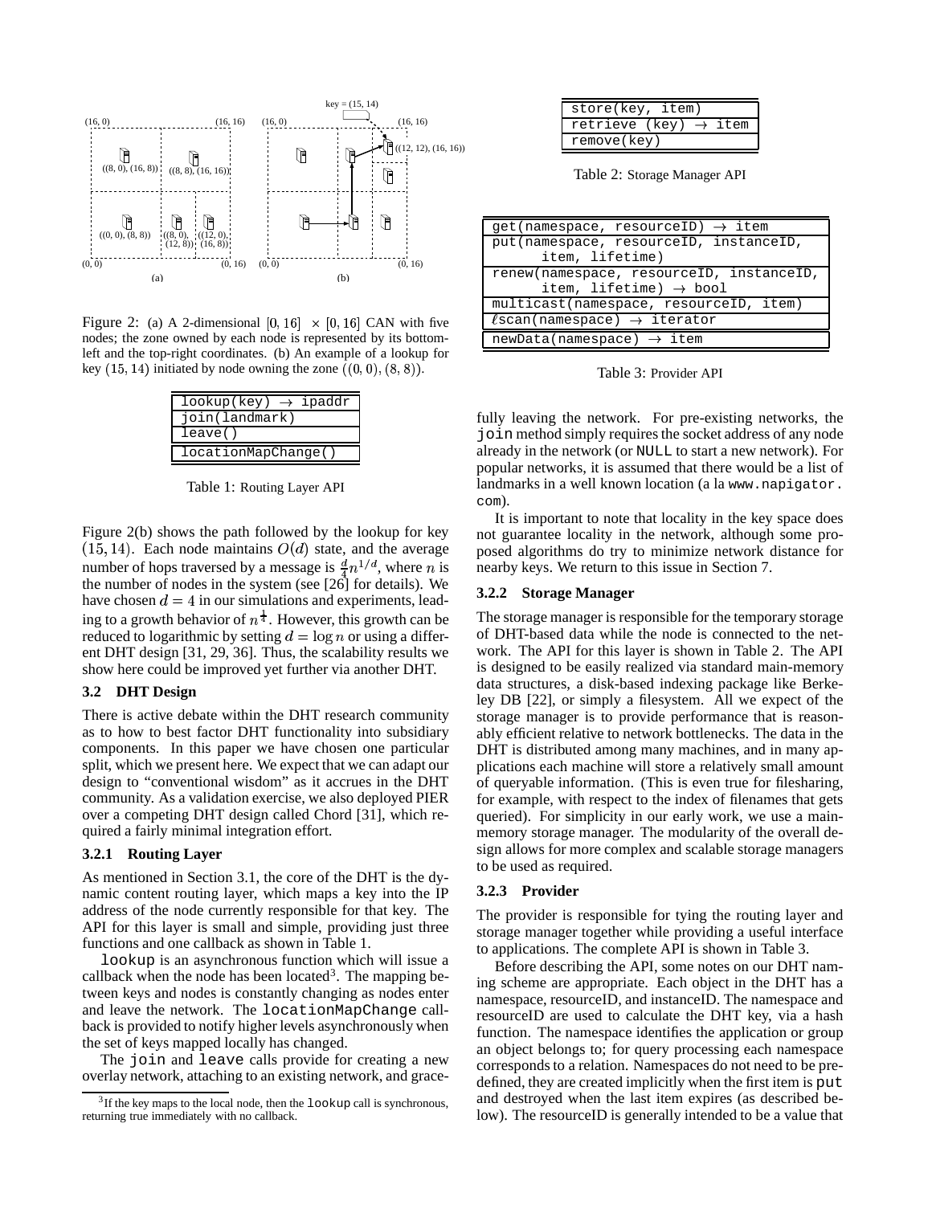Figure 2: (a) A 2-dimensional $[0, 16] \times [0, 16]$ CAN with five nodes; the zone owned by each node is represented by its bottom-left and the top-right coordinates. (b) An example of a lookup for key $(15, 14)$ initiated by node owning the zone $((0, 0), (8, 8))$.

| lookup(key) → ipaddr |
|---|
| join(landmark) |
| leave() |
| locationMapChange() |

Table 1: Routing Layer API

Figure 2(b) shows the path followed by the lookup for key $(15, 14)$. Each node maintains $O(d)$ state, and the average number of hops traversed by a message is $\frac{d}{4}n^{1/d}$, where $n$ is the number of nodes in the system (see [26] for details). We have chosen $d = 4$ in our simulations and experiments, leading to a growth behavior of $n^{\frac{1}{4}}$. However, this growth can be reduced to logarithmic by setting $d = \log n$ or using a different DHT design [31, 29, 36]. Thus, the scalability results we show here could be improved yet further via another DHT.

### 3.2 DHT Design

There is active debate within the DHT research community as to how to best factor DHT functionality into subsidiary components. In this paper we have chosen one particular split, which we present here. We expect that we can adapt our design to "conventional wisdom" as it accrues in the DHT community. As a validation exercise, we also deployed PIER over a competing DHT design called Chord [31], which required a fairly minimal integration effort.

#### 3.2.1 Routing Layer

As mentioned in Section 3.1, the core of the DHT is the dynamic content routing layer, which maps a key into the IP address of the node currently responsible for that key. The API for this layer is small and simple, providing just three functions and one callback as shown in Table 1.

lookup is an asynchronous function which will issue a callback when the node has been located[3]. The mapping between keys and nodes is constantly changing as nodes enter and leave the network. The locationMapChange callback is provided to notify higher levels asynchronously when the set of keys mapped locally has changed.

The join and leave calls provide for creating a new overlay network, attaching to an existing network, and gracefully leaving the network. For pre-existing networks, the join method simply requires the socket address of any node already in the network (or NULL to start a new network). For popular networks, it is assumed that there would be a list of landmarks in a well known location (a la www.napigator.com).

It is important to note that locality in the key space does not guarantee locality in the network, although some proposed algorithms do try to minimize network distance for nearby keys. We return to this issue in Section 7.

[3] If the key maps to the local node, then the lookup call is synchronous, returning true immediately with no callback.

| store(key, item) |
|---|
| retrieve (key) → item |
| remove(key) |

Table 2: Storage Manager API

| get(namespace, resourceID) → item |
|---|
| put(namespace, resourceID, instanceID, item, lifetime) |
| renew(namespace, resourceID, instanceID, item, lifetime) → bool |
| multicast(namespace, resourceID, item) |
| $\ell$scan(namespace) → iterator |
| newData(namespace) → item |

Table 3: Provider API

#### 3.2.2 Storage Manager

The storage manager is responsible for the temporary storage of DHT-based data while the node is connected to the network. The API for this layer is shown in Table 2. The API is designed to be easily realized via standard main-memory data structures, a disk-based indexing package like Berkeley DB [22], or simply a filesystem. All we expect of the storage manager is to provide performance that is reasonably efficient relative to network bottlenecks. The data in the DHT is distributed among many machines, and in many applications each machine will store a relatively small amount of queryable information. (This is even true for filesharing, for example, with respect to the index of filenames that gets queried). For simplicity in our early work, we use a main-memory storage manager. The modularity of the overall design allows for more complex and scalable storage managers to be used as required.

#### 3.2.3 Provider

The provider is responsible for tying the routing layer and storage manager together while providing a useful interface to applications. The complete API is shown in Table 3.

Before describing the API, some notes on our DHT naming scheme are appropriate. Each object in the DHT has a namespace, resourceID, and instanceID. The namespace and resourceID are used to calculate the DHT key, via a hash function. The namespace identifies the application or group an object belongs to; for query processing each namespace corresponds to a relation. Namespaces do not need to be predefined, they are created implicitly when the first item is put and destroyed when the last item expires (as described below). The resourceID is generally intended to be a value that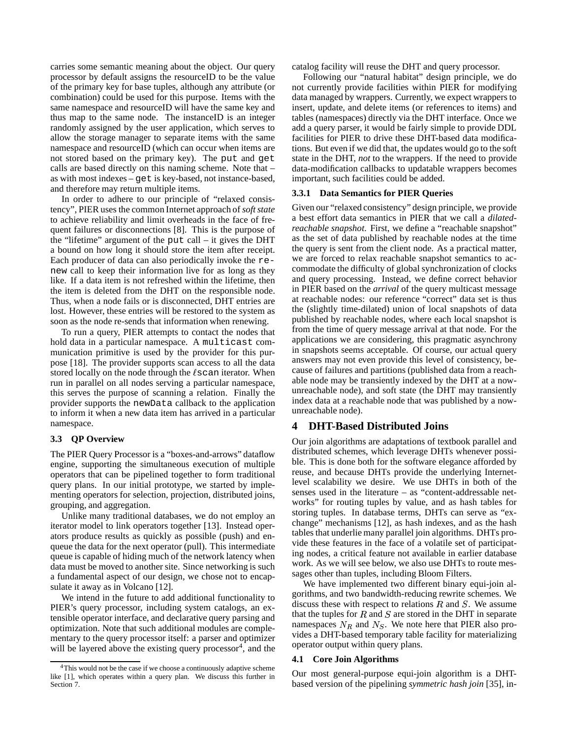carries some semantic meaning about the object. Our query processor by default assigns the resourceID to be the value of the primary key for base tuples, although any attribute (or combination) could be used for this purpose. Items with the same namespace and resourceID will have the same key and thus map to the same node. The instanceID is an integer randomly assigned by the user application, which serves to allow the storage manager to separate items with the same namespace and resourceID (which can occur when items are not stored based on the primary key). The `put` and `get` calls are based directly on this naming scheme. Note that – as with most indexes – `get` is key-based, not instance-based, and therefore may return multiple items.

In order to adhere to our principle of "relaxed consistency", PIER uses the common Internet approach of *soft state* to achieve reliability and limit overheads in the face of frequent failures or disconnections [8]. This is the purpose of the "lifetime" argument of the `put` call – it gives the DHT a bound on how long it should store the item after receipt. Each producer of data can also periodically invoke the `renew` call to keep their information live for as long as they like. If a data item is not refreshed within the lifetime, then the item is deleted from the DHT on the responsible node. Thus, when a node fails or is disconnected, DHT entries are lost. However, these entries will be restored to the system as soon as the node re-sends that information when renewing.

To run a query, PIER attempts to contact the nodes that hold data in a particular namespace. A `multicast` communication primitive is used by the provider for this purpose [18]. The provider supports scan access to all the data stored locally on the node through the $\ell$`scan` iterator. When run in parallel on all nodes serving a particular namespace, this serves the purpose of scanning a relation. Finally the provider supports the `newData` callback to the application to inform it when a new data item has arrived in a particular namespace.

### 3.3 QP Overview

The PIER Query Processor is a "boxes-and-arrows" dataflow engine, supporting the simultaneous execution of multiple operators that can be pipelined together to form traditional query plans. In our initial prototype, we started by implementing operators for selection, projection, distributed joins, grouping, and aggregation.

Unlike many traditional databases, we do not employ an iterator model to link operators together [13]. Instead operators produce results as quickly as possible (push) and enqueue the data for the next operator (pull). This intermediate queue is capable of hiding much of the network latency when data must be moved to another site. Since networking is such a fundamental aspect of our design, we chose not to encapsulate it away as in Volcano [12].

We intend in the future to add additional functionality to PIER's query processor, including system catalogs, an extensible operator interface, and declarative query parsing and optimization. Note that such additional modules are complementary to the query processor itself: a parser and optimizer will be layered above the existing query processor[4], and the catalog facility will reuse the DHT and query processor.

Following our "natural habitat" design principle, we do not currently provide facilities within PIER for modifying data managed by wrappers. Currently, we expect wrappers to insert, update, and delete items (or references to items) and tables (namespaces) directly via the DHT interface. Once we add a query parser, it would be fairly simple to provide DDL facilities for PIER to drive these DHT-based data modifications. But even if we did that, the updates would go to the soft state in the DHT, *not* to the wrappers. If the need to provide data-modification callbacks to updatable wrappers becomes important, such facilities could be added.

#### 3.3.1 Data Semantics for PIER Queries

Given our "relaxed consistency" design principle, we provide a best effort data semantics in PIER that we call a *dilated-reachable snapshot*. First, we define a "reachable snapshot" as the set of data published by reachable nodes at the time the query is sent from the client node. As a practical matter, we are forced to relax reachable snapshot semantics to accommodate the difficulty of global synchronization of clocks and query processing. Instead, we define correct behavior in PIER based on the *arrival* of the query multicast message at reachable nodes: our reference "correct" data set is thus the (slightly time-dilated) union of local snapshots of data published by reachable nodes, where each local snapshot is from the time of query message arrival at that node. For the applications we are considering, this pragmatic asynchrony in snapshots seems acceptable. Of course, our actual query answers may not even provide this level of consistency, because of failures and partitions (published data from a reachable node may be transiently indexed by the DHT at a now-unreachable node), and soft state (the DHT may transiently index data at a reachable node that was published by a now-unreachable node).

## 4 DHT-Based Distributed Joins

Our join algorithms are adaptations of textbook parallel and distributed schemes, which leverage DHTs whenever possible. This is done both for the software elegance afforded by reuse, and because DHTs provide the underlying Internet-level scalability we desire. We use DHTs in both of the senses used in the literature – as "content-addressable networks" for routing tuples by value, and as hash tables for storing tuples. In database terms, DHTs can serve as "exchange" mechanisms [12], as hash indexes, and as the hash tables that underlie many parallel join algorithms. DHTs provide these features in the face of a volatile set of participating nodes, a critical feature not available in earlier database work. As we will see below, we also use DHTs to route messages other than tuples, including Bloom Filters.

We have implemented two different binary equi-join algorithms, and two bandwidth-reducing rewrite schemes. We discuss these with respect to relations $R$ and $S$. We assume that the tuples for $R$ and $S$ are stored in the DHT in separate namespaces $N_R$ and $N_S$. We note here that PIER also provides a DHT-based temporary table facility for materializing operator output within query plans.

### 4.1 Core Join Algorithms

Our most general-purpose equi-join algorithm is a DHT-based version of the pipelining *symmetric hash join* [35], in-

[4] This would not be the case if we choose a continuously adaptive scheme like [1], which operates within a query plan. We discuss this further in Section 7.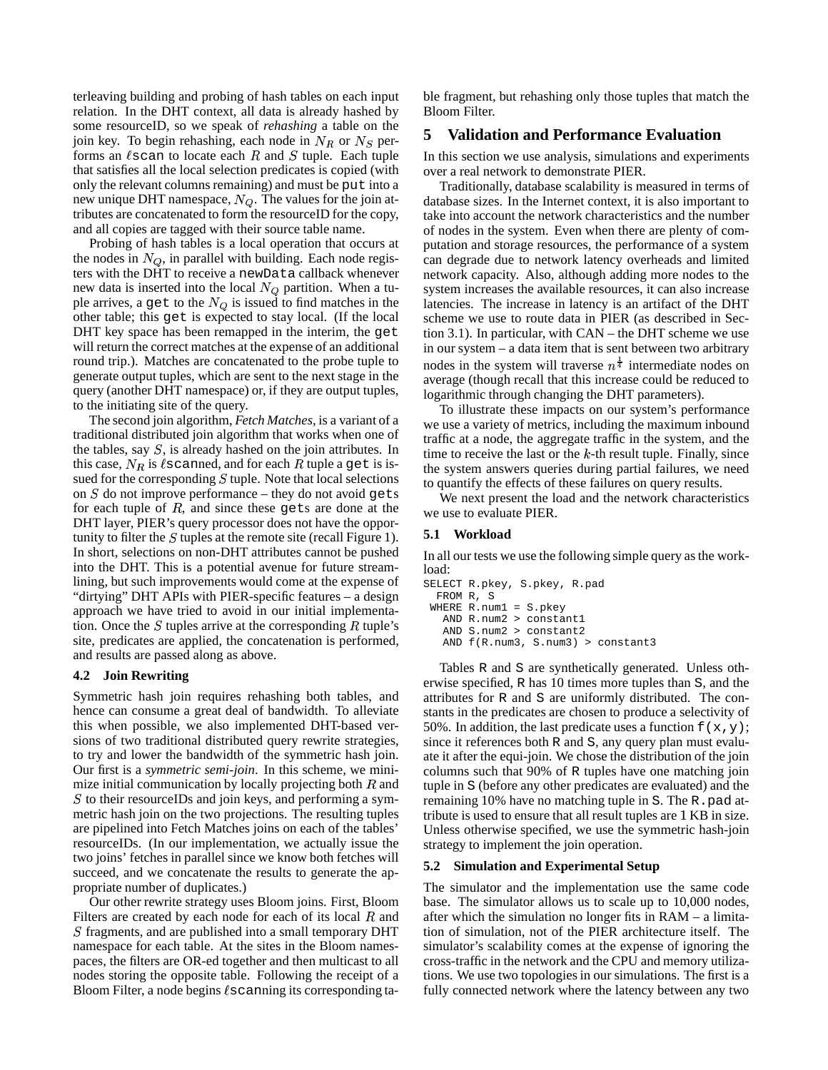terleaving building and probing of hash tables on each input relation. In the DHT context, all data is already hashed by some resourceID, so we speak of *rehashing* a table on the join key. To begin rehashing, each node in $N_R$ or $N_S$ performs an $\ell$scan to locate each $R$ and $S$ tuple. Each tuple that satisfies all the local selection predicates is copied (with only the relevant columns remaining) and must be put into a new unique DHT namespace, $N_Q$. The values for the join attributes are concatenated to form the resourceID for the copy, and all copies are tagged with their source table name.

Probing of hash tables is a local operation that occurs at the nodes in $N_Q$, in parallel with building. Each node registers with the DHT to receive a newData callback whenever new data is inserted into the local $N_Q$ partition. When a tuple arrives, a get to the $N_Q$ is issued to find matches in the other table; this get is expected to stay local. (If the local DHT key space has been remapped in the interim, the get will return the correct matches at the expense of an additional round trip.). Matches are concatenated to the probe tuple to generate output tuples, which are sent to the next stage in the query (another DHT namespace) or, if they are output tuples, to the initiating site of the query.

The second join algorithm, *Fetch Matches*, is a variant of a traditional distributed join algorithm that works when one of the tables, say $S$, is already hashed on the join attributes. In this case, $N_R$ is $\ell$scanned, and for each $R$ tuple a get is issued for the corresponding $S$ tuple. Note that local selections on $S$ do not improve performance – they do not avoid gets for each tuple of $R$, and since these gets are done at the DHT layer, PIER's query processor does not have the opportunity to filter the $S$ tuples at the remote site (recall Figure 1). In short, selections on non-DHT attributes cannot be pushed into the DHT. This is a potential avenue for future streamlining, but such improvements would come at the expense of "dirtying" DHT APIs with PIER-specific features – a design approach we have tried to avoid in our initial implementation. Once the $S$ tuples arrive at the corresponding $R$ tuple's site, predicates are applied, the concatenation is performed, and results are passed along as above.

### 4.2 Join Rewriting

Symmetric hash join requires rehashing both tables, and hence can consume a great deal of bandwidth. To alleviate this when possible, we also implemented DHT-based versions of two traditional distributed query rewrite strategies, to try and lower the bandwidth of the symmetric hash join. Our first is a *symmetric semi-join*. In this scheme, we minimize initial communication by locally projecting both $R$ and $S$ to their resourceIDs and join keys, and performing a symmetric hash join on the two projections. The resulting tuples are pipelined into Fetch Matches joins on each of the tables' resourceIDs. (In our implementation, we actually issue the two joins' fetches in parallel since we know both fetches will succeed, and we concatenate the results to generate the appropriate number of duplicates.)

Our other rewrite strategy uses Bloom joins. First, Bloom Filters are created by each node for each of its local $R$ and $S$ fragments, and are published into a small temporary DHT namespace for each table. At the sites in the Bloom namespaces, the filters are OR-ed together and then multicast to all nodes storing the opposite table. Following the receipt of a Bloom Filter, a node begins $\ell$scanning its corresponding table fragment, but rehashing only those tuples that match the Bloom Filter.

## 5 Validation and Performance Evaluation

In this section we use analysis, simulations and experiments over a real network to demonstrate PIER.

Traditionally, database scalability is measured in terms of database sizes. In the Internet context, it is also important to take into account the network characteristics and the number of nodes in the system. Even when there are plenty of computation and storage resources, the performance of a system can degrade due to network latency overheads and limited network capacity. Also, although adding more nodes to the system increases the available resources, it can also increase latencies. The increase in latency is an artifact of the DHT scheme we use to route data in PIER (as described in Section 3.1). In particular, with CAN – the DHT scheme we use in our system – a data item that is sent between two arbitrary nodes in the system will traverse $n^{\frac{1}{4}}$ intermediate nodes on average (though recall that this increase could be reduced to logarithmic through changing the DHT parameters).

To illustrate these impacts on our system's performance we use a variety of metrics, including the maximum inbound traffic at a node, the aggregate traffic in the system, and the time to receive the last or the $k$-th result tuple. Finally, since the system answers queries during partial failures, we need to quantify the effects of these failures on query results.

We next present the load and the network characteristics we use to evaluate PIER.

### 5.1 Workload

In all our tests we use the following simple query as the workload:

```
SELECT R.pkey, S.pkey, R.pad
  FROM R, S
 WHERE R.num1 = S.pkey
   AND R.num2 > constant1
   AND S.num2 > constant2
   AND f(R.num3, S.num3) > constant3
```

Tables R and S are synthetically generated. Unless otherwise specified, R has 10 times more tuples than S, and the attributes for R and S are uniformly distributed. The constants in the predicates are chosen to produce a selectivity of 50%. In addition, the last predicate uses a function f(x,y); since it references both R and S, any query plan must evaluate it after the equi-join. We chose the distribution of the join columns such that 90% of R tuples have one matching join tuple in S (before any other predicates are evaluated) and the remaining 10% have no matching tuple in S. The R.pad attribute is used to ensure that all result tuples are 1 KB in size. Unless otherwise specified, we use the symmetric hash-join strategy to implement the join operation.

### 5.2 Simulation and Experimental Setup

The simulator and the implementation use the same code base. The simulator allows us to scale up to 10,000 nodes, after which the simulation no longer fits in RAM – a limitation of simulation, not of the PIER architecture itself. The simulator's scalability comes at the expense of ignoring the cross-traffic in the network and the CPU and memory utilizations. We use two topologies in our simulations. The first is a fully connected network where the latency between any two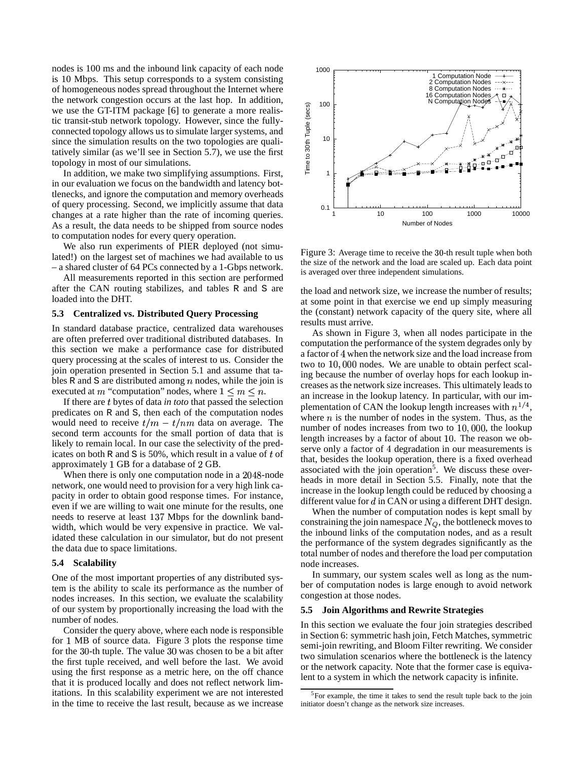nodes is 100 ms and the inbound link capacity of each node is 10 Mbps. This setup corresponds to a system consisting of homogeneous nodes spread throughout the Internet where the network congestion occurs at the last hop. In addition, we use the GT-ITM package [6] to generate a more realistic transit-stub network topology. However, since the fully-connected topology allows us to simulate larger systems, and since the simulation results on the two topologies are qualitatively similar (as we'll see in Section 5.7), we use the first topology in most of our simulations.

In addition, we make two simplifying assumptions. First, in our evaluation we focus on the bandwidth and latency bottlenecks, and ignore the computation and memory overheads of query processing. Second, we implicitly assume that data changes at a rate higher than the rate of incoming queries. As a result, the data needs to be shipped from source nodes to computation nodes for every query operation.

We also run experiments of PIER deployed (not simulated!) on the largest set of machines we had available to us – a shared cluster of 64 PCs connected by a 1-Gbps network.

All measurements reported in this section are performed after the CAN routing stabilizes, and tables R and S are loaded into the DHT.

### 5.3 Centralized vs. Distributed Query Processing

In standard database practice, centralized data warehouses are often preferred over traditional distributed databases. In this section we make a performance case for distributed query processing at the scales of interest to us. Consider the join operation presented in Section 5.1 and assume that tables R and S are distributed among $n$ nodes, while the join is executed at $m$ "computation" nodes, where $1 \leq m \leq n$.

If there are $t$ bytes of data *in toto* that passed the selection predicates on R and S, then each of the computation nodes would need to receive $t/m - t/nm$ data on average. The second term accounts for the small portion of data that is likely to remain local. In our case the selectivity of the predicates on both R and S is 50%, which result in a value of $t$ of approximately 1 GB for a database of 2 GB.

When there is only one computation node in a 2048-node network, one would need to provision for a very high link capacity in order to obtain good response times. For instance, even if we are willing to wait one minute for the results, one needs to reserve at least 137 Mbps for the downlink bandwidth, which would be very expensive in practice. We validated these calculation in our simulator, but do not present the data due to space limitations.

### 5.4 Scalability

One of the most important properties of any distributed system is the ability to scale its performance as the number of nodes increases. In this section, we evaluate the scalability of our system by proportionally increasing the load with the number of nodes.

Consider the query above, where each node is responsible for 1 MB of source data. Figure 3 plots the response time for the 30-th tuple. The value 30 was chosen to be a bit after the first tuple received, and well before the last. We avoid using the first response as a metric here, on the off chance that it is produced locally and does not reflect network limitations. In this scalability experiment we are not interested in the time to receive the last result, because as we increase the load and network size, we increase the number of results; at some point in that exercise we end up simply measuring the (constant) network capacity of the query site, where all results must arrive.

Figure 3: Average time to receive the 30-th result tuple when both the size of the network and the load are scaled up. Each data point is averaged over three independent simulations.

As shown in Figure 3, when all nodes participate in the computation the performance of the system degrades only by a factor of 4 when the network size and the load increase from two to 10,000 nodes. We are unable to obtain perfect scaling because the number of overlay hops for each lookup increases as the network size increases. This ultimately leads to an increase in the lookup latency. In particular, with our implementation of CAN the lookup length increases with $n^{1/4}$, where $n$ is the number of nodes in the system. Thus, as the number of nodes increases from two to 10,000, the lookup length increases by a factor of about 10. The reason we observe only a factor of 4 degradation in our measurements is that, besides the lookup operation, there is a fixed overhead associated with the join operation[5]. We discuss these overheads in more detail in Section 5.5. Finally, note that the increase in the lookup length could be reduced by choosing a different value for $d$ in CAN or using a different DHT design.

When the number of computation nodes is kept small by constraining the join namespace $N_Q$, the bottleneck moves to the inbound links of the computation nodes, and as a result the performance of the system degrades significantly as the total number of nodes and therefore the load per computation node increases.

In summary, our system scales well as long as the number of computation nodes is large enough to avoid network congestion at those nodes.

### 5.5 Join Algorithms and Rewrite Strategies

In this section we evaluate the four join strategies described in Section 6: symmetric hash join, Fetch Matches, symmetric semi-join rewriting, and Bloom Filter rewriting. We consider two simulation scenarios where the bottleneck is the latency or the network capacity. Note that the former case is equivalent to a system in which the network capacity is infinite.

[5] For example, the time it takes to send the result tuple back to the join initiator doesn't change as the network size increases.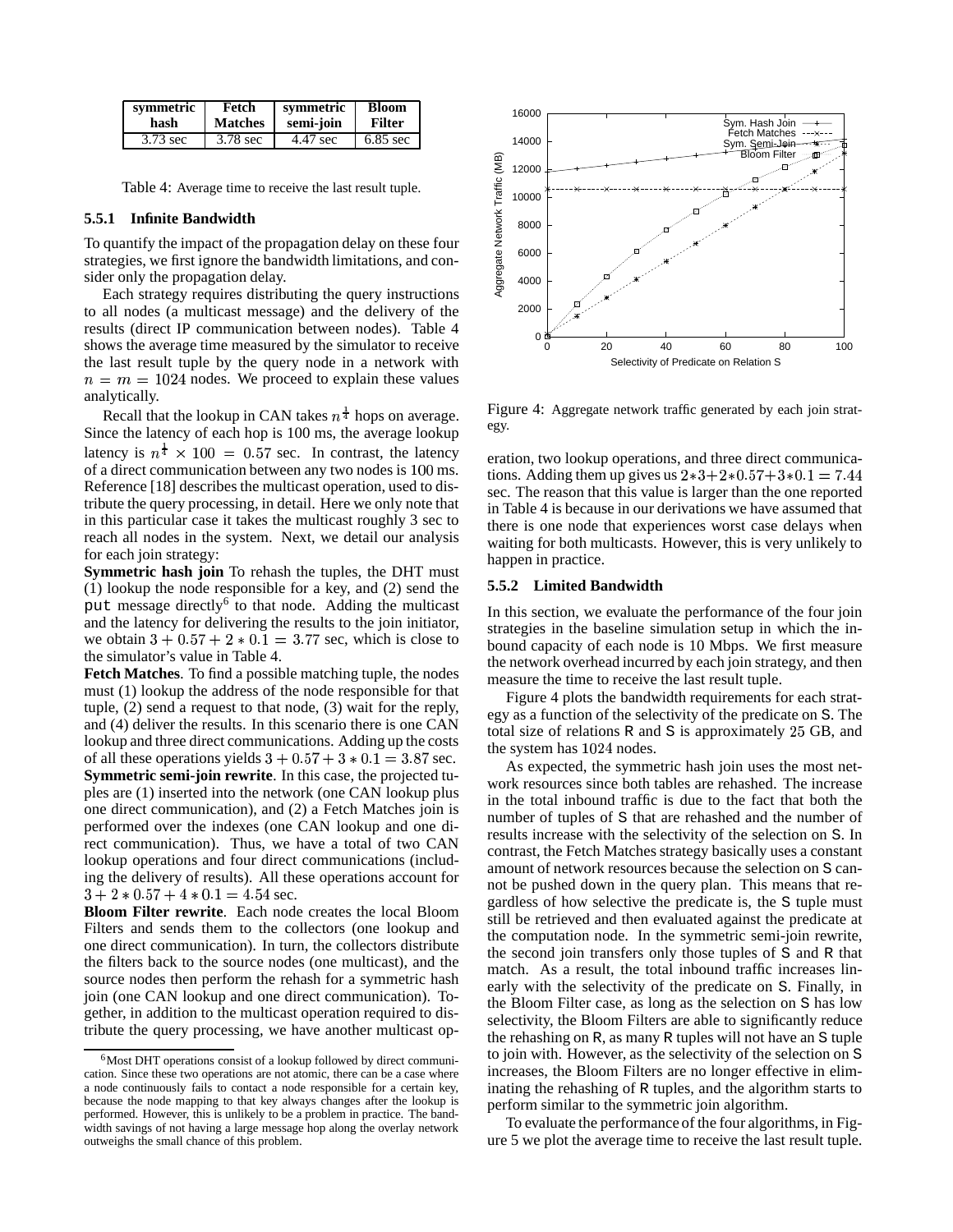| symmetric hash | Fetch Matches | symmetric semi-join | Bloom Filter |
|---|---|---|---|
| 3.73 sec | 3.78 sec | 4.47 sec | 6.85 sec |

Table 4: Average time to receive the last result tuple.

### 5.5.1 Infinite Bandwidth

To quantify the impact of the propagation delay on these four strategies, we first ignore the bandwidth limitations, and consider only the propagation delay.

Each strategy requires distributing the query instructions to all nodes (a multicast message) and the delivery of the results (direct IP communication between nodes). Table 4 shows the average time measured by the simulator to receive the last result tuple by the query node in a network with $n = m = 1024$ nodes. We proceed to explain these values analytically.

Recall that the lookup in CAN takes $n^{\frac{1}{4}}$ hops on average. Since the latency of each hop is 100 ms, the average lookup latency is $n^{\frac{1}{4}} \times 100 = 0.57$ sec. In contrast, the latency of a direct communication between any two nodes is 100 ms. Reference [18] describes the multicast operation, used to distribute the query processing, in detail. Here we only note that in this particular case it takes the multicast roughly 3 sec to reach all nodes in the system. Next, we detail our analysis for each join strategy:

**Symmetric hash join** To rehash the tuples, the DHT must (1) lookup the node responsible for a key, and (2) send the `put` message directly[6] to that node. Adding the multicast and the latency for delivering the results to the join initiator, we obtain $3 + 0.57 + 2 * 0.1 = 3.77$ sec, which is close to the simulator's value in Table 4.

**Fetch Matches**. To find a possible matching tuple, the nodes must (1) lookup the address of the node responsible for that tuple, (2) send a request to that node, (3) wait for the reply, and (4) deliver the results. In this scenario there is one CAN lookup and three direct communications. Adding up the costs of all these operations yields $3 + 0.57 + 3 * 0.1 = 3.87$ sec.

**Symmetric semi-join rewrite**. In this case, the projected tuples are (1) inserted into the network (one CAN lookup plus one direct communication), and (2) a Fetch Matches join is performed over the indexes (one CAN lookup and one direct communication). Thus, we have a total of two CAN lookup operations and four direct communications (including the delivery of results). All these operations account for $3 + 2 * 0.57 + 4 * 0.1 = 4.54$ sec.

**Bloom Filter rewrite**. Each node creates the local Bloom Filters and sends them to the collectors (one lookup and one direct communication). In turn, the collectors distribute the filters back to the source nodes (one multicast), and the source nodes then perform the rehash for a symmetric hash join (one CAN lookup and one direct communication). Together, in addition to the multicast operation required to distribute the query processing, we have another multicast operation, two lookup operations, and three direct communications. Adding them up gives us $2*3+2*0.57+3*0.1 = 7.44$ sec. The reason that this value is larger than the one reported in Table 4 is because in our derivations we have assumed that there is one node that experiences worst case delays when waiting for both multicasts. However, this is very unlikely to happen in practice.

[6] Most DHT operations consist of a lookup followed by direct communication. Since these two operations are not atomic, there can be a case where a node continuously fails to contact a node responsible for a certain key, because the node mapping to that key always changes after the lookup is performed. However, this is unlikely to be a problem in practice. The bandwidth savings of not having a large message hop along the overlay network outweighs the small chance of this problem.

Figure 4: Aggregate network traffic generated by each join strategy.

### 5.5.2 Limited Bandwidth

In this section, we evaluate the performance of the four join strategies in the baseline simulation setup in which the inbound capacity of each node is 10 Mbps. We first measure the network overhead incurred by each join strategy, and then measure the time to receive the last result tuple.

Figure 4 plots the bandwidth requirements for each strategy as a function of the selectivity of the predicate on S. The total size of relations R and S is approximately 25 GB, and the system has 1024 nodes.

As expected, the symmetric hash join uses the most network resources since both tables are rehashed. The increase in the total inbound traffic is due to the fact that both the number of tuples of S that are rehashed and the number of results increase with the selectivity of the selection on S. In contrast, the Fetch Matches strategy basically uses a constant amount of network resources because the selection on S cannot be pushed down in the query plan. This means that regardless of how selective the predicate is, the S tuple must still be retrieved and then evaluated against the predicate at the computation node. In the symmetric semi-join rewrite, the second join transfers only those tuples of S and R that match. As a result, the total inbound traffic increases linearly with the selectivity of the predicate on S. Finally, in the Bloom Filter case, as long as the selection on S has low selectivity, the Bloom Filters are able to significantly reduce the rehashing on R, as many R tuples will not have an S tuple to join with. However, as the selectivity of the selection on S increases, the Bloom Filters are no longer effective in eliminating the rehashing of R tuples, and the algorithm starts to perform similar to the symmetric join algorithm.

To evaluate the performance of the four algorithms, in Figure 5 we plot the average time to receive the last result tuple.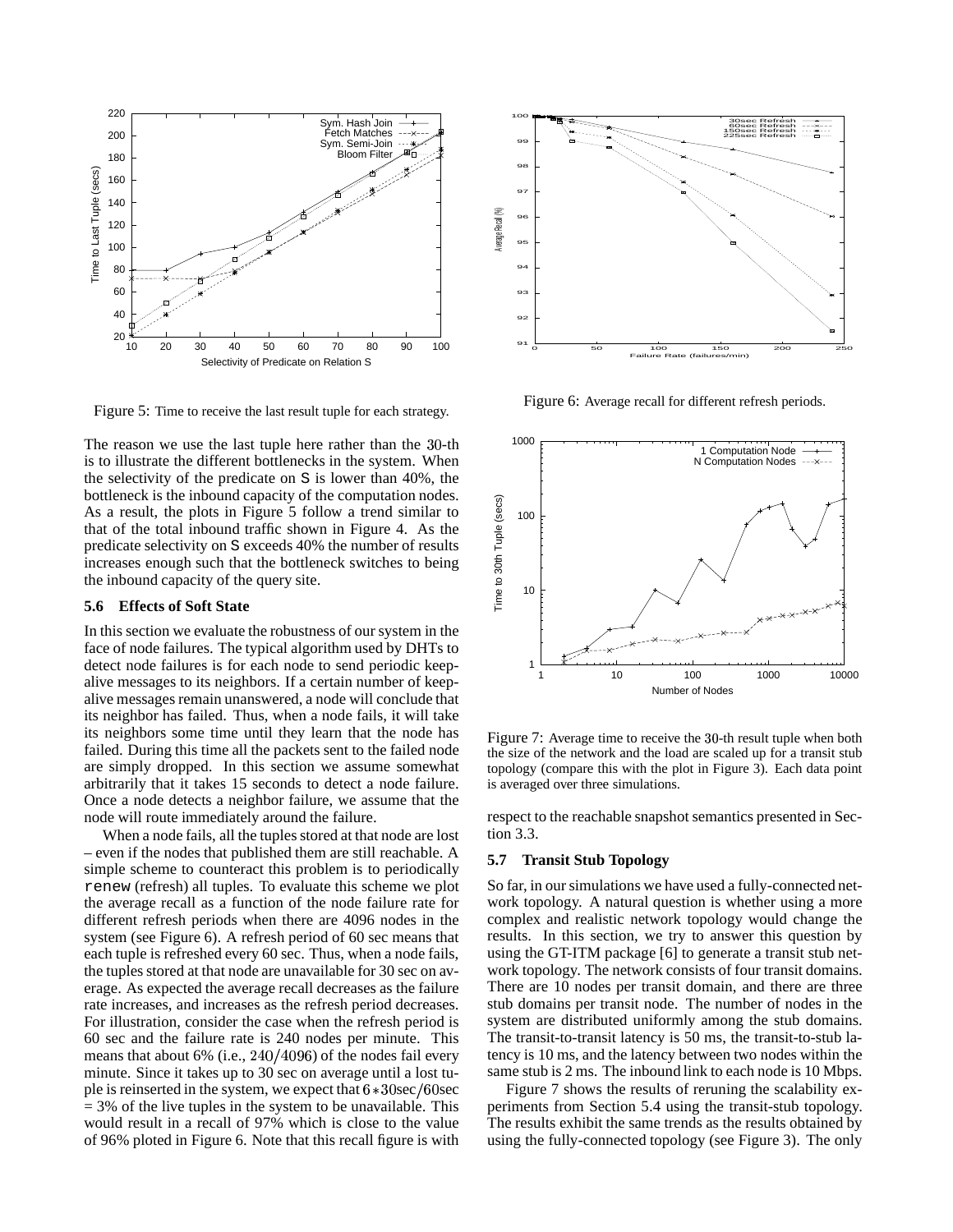Figure 5: Time to receive the last result tuple for each strategy.

The reason we use the last tuple here rather than the 30-th is to illustrate the different bottlenecks in the system. When the selectivity of the predicate on S is lower than 40%, the bottleneck is the inbound capacity of the computation nodes. As a result, the plots in Figure 5 follow a trend similar to that of the total inbound traffic shown in Figure 4. As the predicate selectivity on S exceeds 40% the number of results increases enough such that the bottleneck switches to being the inbound capacity of the query site.

### 5.6 Effects of Soft State

In this section we evaluate the robustness of our system in the face of node failures. The typical algorithm used by DHTs to detect node failures is for each node to send periodic keep-alive messages to its neighbors. If a certain number of keep-alive messages remain unanswered, a node will conclude that its neighbor has failed. Thus, when a node fails, it will take its neighbors some time until they learn that the node has failed. During this time all the packets sent to the failed node are simply dropped. In this section we assume somewhat arbitrarily that it takes 15 seconds to detect a node failure. Once a node detects a neighbor failure, we assume that the node will route immediately around the failure.

When a node fails, all the tuples stored at that node are lost – even if the nodes that published them are still reachable. A simple scheme to counteract this problem is to periodically renew (refresh) all tuples. To evaluate this scheme we plot the average recall as a function of the node failure rate for different refresh periods when there are 4096 nodes in the system (see Figure 6). A refresh period of 60 sec means that each tuple is refreshed every 60 sec. Thus, when a node fails, the tuples stored at that node are unavailable for 30 sec on average. As expected the average recall decreases as the failure rate increases, and increases as the refresh period decreases. For illustration, consider the case when the refresh period is 60 sec and the failure rate is 240 nodes per minute. This means that about 6% (i.e., $240/4096$) of the nodes fail every minute. Since it takes up to 30 sec on average until a lost tuple is reinserted in the system, we expect that $6*30\text{sec}/60\text{sec}$ = 3% of the live tuples in the system to be unavailable. This would result in a recall of 97% which is close to the value of 96% ploted in Figure 6. Note that this recall figure is with respect to the reachable snapshot semantics presented in Section 3.3.

Figure 6: Average recall for different refresh periods.

Figure 7: Average time to receive the 30-th result tuple when both the size of the network and the load are scaled up for a transit stub topology (compare this with the plot in Figure 3). Each data point is averaged over three simulations.

### 5.7 Transit Stub Topology

So far, in our simulations we have used a fully-connected network topology. A natural question is whether using a more complex and realistic network topology would change the results. In this section, we try to answer this question by using the GT-ITM package [6] to generate a transit stub network topology. The network consists of four transit domains. There are 10 nodes per transit domain, and there are three stub domains per transit node. The number of nodes in the system are distributed uniformly among the stub domains. The transit-to-transit latency is 50 ms, the transit-to-stub latency is 10 ms, and the latency between two nodes within the same stub is 2 ms. The inbound link to each node is 10 Mbps.

Figure 7 shows the results of reruning the scalability experiments from Section 5.4 using the transit-stub topology. The results exhibit the same trends as the results obtained by using the fully-connected topology (see Figure 3). The only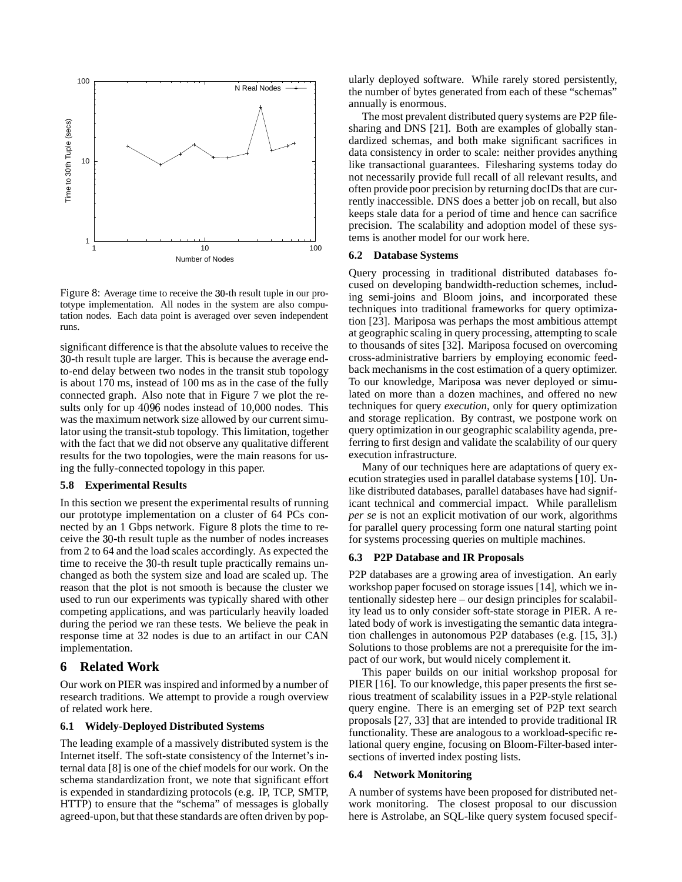Figure 8: Average time to receive the 30-th result tuple in our prototype implementation. All nodes in the system are also computation nodes. Each data point is averaged over seven independent runs.

significant difference is that the absolute values to receive the 30-th result tuple are larger. This is because the average end-to-end delay between two nodes in the transit stub topology is about 170 ms, instead of 100 ms as in the case of the fully connected graph. Also note that in Figure 7 we plot the results only for up 4096 nodes instead of 10,000 nodes. This was the maximum network size allowed by our current simulator using the transit-stub topology. This limitation, together with the fact that we did not observe any qualitative different results for the two topologies, were the main reasons for using the fully-connected topology in this paper.

### 5.8 Experimental Results

In this section we present the experimental results of running our prototype implementation on a cluster of 64 PCs connected by an 1 Gbps network. Figure 8 plots the time to receive the 30-th result tuple as the number of nodes increases from 2 to 64 and the load scales accordingly. As expected the time to receive the 30-th result tuple practically remains unchanged as both the system size and load are scaled up. The reason that the plot is not smooth is because the cluster we used to run our experiments was typically shared with other competing applications, and was particularly heavily loaded during the period we ran these tests. We believe the peak in response time at 32 nodes is due to an artifact in our CAN implementation.

## 6 Related Work

Our work on PIER was inspired and informed by a number of research traditions. We attempt to provide a rough overview of related work here.

### 6.1 Widely-Deployed Distributed Systems

The leading example of a massively distributed system is the Internet itself. The soft-state consistency of the Internet's internal data [8] is one of the chief models for our work. On the schema standardization front, we note that significant effort is expended in standardizing protocols (e.g. IP, TCP, SMTP, HTTP) to ensure that the "schema" of messages is globally agreed-upon, but that these standards are often driven by popularly deployed software. While rarely stored persistently, the number of bytes generated from each of these "schemas" annually is enormous.

The most prevalent distributed query systems are P2P filesharing and DNS [21]. Both are examples of globally standardized schemas, and both make significant sacrifices in data consistency in order to scale: neither provides anything like transactional guarantees. Filesharing systems today do not necessarily provide full recall of all relevant results, and often provide poor precision by returning docIDs that are currently inaccessible. DNS does a better job on recall, but also keeps stale data for a period of time and hence can sacrifice precision. The scalability and adoption model of these systems is another model for our work here.

### 6.2 Database Systems

Query processing in traditional distributed databases focused on developing bandwidth-reduction schemes, including semi-joins and Bloom joins, and incorporated these techniques into traditional frameworks for query optimization [23]. Mariposa was perhaps the most ambitious attempt at geographic scaling in query processing, attempting to scale to thousands of sites [32]. Mariposa focused on overcoming cross-administrative barriers by employing economic feedback mechanisms in the cost estimation of a query optimizer. To our knowledge, Mariposa was never deployed or simulated on more than a dozen machines, and offered no new techniques for query *execution*, only for query optimization and storage replication. By contrast, we postpone work on query optimization in our geographic scalability agenda, preferring to first design and validate the scalability of our query execution infrastructure.

Many of our techniques here are adaptations of query execution strategies used in parallel database systems [10]. Unlike distributed databases, parallel databases have had significant technical and commercial impact. While parallelism *per se* is not an explicit motivation of our work, algorithms for parallel query processing form one natural starting point for systems processing queries on multiple machines.

### 6.3 P2P Database and IR Proposals

P2P databases are a growing area of investigation. An early workshop paper focused on storage issues [14], which we intentionally sidestep here – our design principles for scalability lead us to only consider soft-state storage in PIER. A related body of work is investigating the semantic data integration challenges in autonomous P2P databases (e.g. [15, 3].) Solutions to those problems are not a prerequisite for the impact of our work, but would nicely complement it.

This paper builds on our initial workshop proposal for PIER [16]. To our knowledge, this paper presents the first serious treatment of scalability issues in a P2P-style relational query engine. There is an emerging set of P2P text search proposals [27, 33] that are intended to provide traditional IR functionality. These are analogous to a workload-specific relational query engine, focusing on Bloom-Filter-based intersections of inverted index posting lists.

### 6.4 Network Monitoring

A number of systems have been proposed for distributed network monitoring. The closest proposal to our discussion here is Astrolabe, an SQL-like query system focused specif-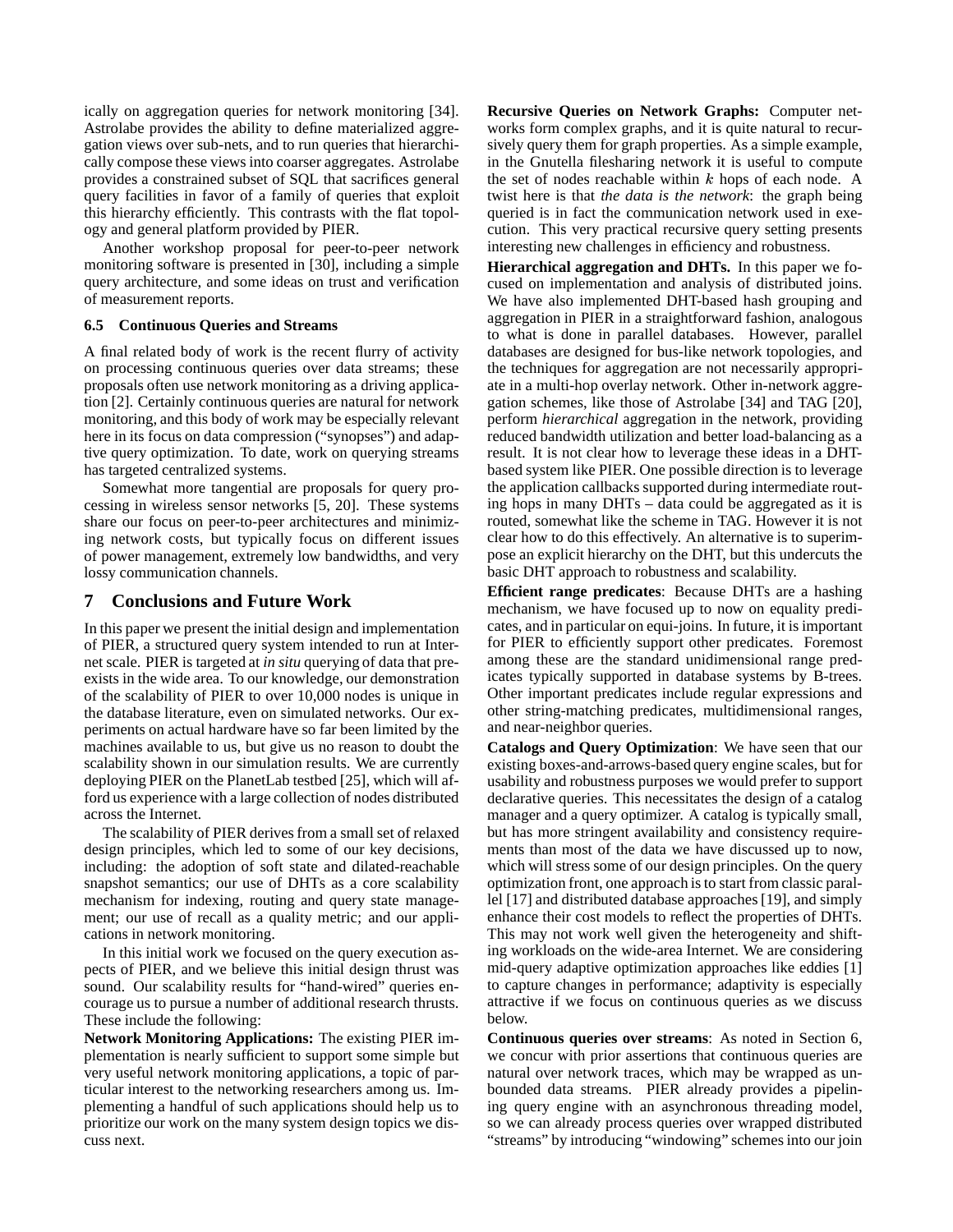ically on aggregation queries for network monitoring [34]. Astrolabe provides the ability to define materialized aggregation views over sub-nets, and to run queries that hierarchically compose these views into coarser aggregates. Astrolabe provides a constrained subset of SQL that sacrifices general query facilities in favor of a family of queries that exploit this hierarchy efficiently. This contrasts with the flat topology and general platform provided by PIER.

Another workshop proposal for peer-to-peer network monitoring software is presented in [30], including a simple query architecture, and some ideas on trust and verification of measurement reports.

### 6.5 Continuous Queries and Streams

A final related body of work is the recent flurry of activity on processing continuous queries over data streams; these proposals often use network monitoring as a driving application [2]. Certainly continuous queries are natural for network monitoring, and this body of work may be especially relevant here in its focus on data compression ("synopses") and adaptive query optimization. To date, work on querying streams has targeted centralized systems.

Somewhat more tangential are proposals for query processing in wireless sensor networks [5, 20]. These systems share our focus on peer-to-peer architectures and minimizing network costs, but typically focus on different issues of power management, extremely low bandwidths, and very lossy communication channels.

## 7 Conclusions and Future Work

In this paper we present the initial design and implementation of PIER, a structured query system intended to run at Internet scale. PIER is targeted at *in situ* querying of data that preexists in the wide area. To our knowledge, our demonstration of the scalability of PIER to over 10,000 nodes is unique in the database literature, even on simulated networks. Our experiments on actual hardware have so far been limited by the machines available to us, but give us no reason to doubt the scalability shown in our simulation results. We are currently deploying PIER on the PlanetLab testbed [25], which will afford us experience with a large collection of nodes distributed across the Internet.

The scalability of PIER derives from a small set of relaxed design principles, which led to some of our key decisions, including: the adoption of soft state and dilated-reachable snapshot semantics; our use of DHTs as a core scalability mechanism for indexing, routing and query state management; our use of recall as a quality metric; and our applications in network monitoring.

In this initial work we focused on the query execution aspects of PIER, and we believe this initial design thrust was sound. Our scalability results for "hand-wired" queries encourage us to pursue a number of additional research thrusts. These include the following:

**Network Monitoring Applications:** The existing PIER implementation is nearly sufficient to support some simple but very useful network monitoring applications, a topic of particular interest to the networking researchers among us. Implementing a handful of such applications should help us to prioritize our work on the many system design topics we discuss next.

**Recursive Queries on Network Graphs:** Computer networks form complex graphs, and it is quite natural to recursively query them for graph properties. As a simple example, in the Gnutella filesharing network it is useful to compute the set of nodes reachable within $k$ hops of each node. A twist here is that *the data is the network*: the graph being queried is in fact the communication network used in execution. This very practical recursive query setting presents interesting new challenges in efficiency and robustness.

**Hierarchical aggregation and DHTs.** In this paper we focused on implementation and analysis of distributed joins. We have also implemented DHT-based hash grouping and aggregation in PIER in a straightforward fashion, analogous to what is done in parallel databases. However, parallel databases are designed for bus-like network topologies, and the techniques for aggregation are not necessarily appropriate in a multi-hop overlay network. Other in-network aggregation schemes, like those of Astrolabe [34] and TAG [20], perform *hierarchical* aggregation in the network, providing reduced bandwidth utilization and better load-balancing as a result. It is not clear how to leverage these ideas in a DHT-based system like PIER. One possible direction is to leverage the application callbacks supported during intermediate routing hops in many DHTs – data could be aggregated as it is routed, somewhat like the scheme in TAG. However it is not clear how to do this effectively. An alternative is to superimpose an explicit hierarchy on the DHT, but this undercuts the basic DHT approach to robustness and scalability.

**Efficient range predicates**: Because DHTs are a hashing mechanism, we have focused up to now on equality predicates, and in particular on equi-joins. In future, it is important for PIER to efficiently support other predicates. Foremost among these are the standard unidimensional range predicates typically supported in database systems by B-trees. Other important predicates include regular expressions and other string-matching predicates, multidimensional ranges, and near-neighbor queries.

**Catalogs and Query Optimization**: We have seen that our existing boxes-and-arrows-based query engine scales, but for usability and robustness purposes we would prefer to support declarative queries. This necessitates the design of a catalog manager and a query optimizer. A catalog is typically small, but has more stringent availability and consistency requirements than most of the data we have discussed up to now, which will stress some of our design principles. On the query optimization front, one approach is to start from classic parallel [17] and distributed database approaches [19], and simply enhance their cost models to reflect the properties of DHTs. This may not work well given the heterogeneity and shifting workloads on the wide-area Internet. We are considering mid-query adaptive optimization approaches like eddies [1] to capture changes in performance; adaptivity is especially attractive if we focus on continuous queries as we discuss below.

**Continuous queries over streams**: As noted in Section 6, we concur with prior assertions that continuous queries are natural over network traces, which may be wrapped as unbounded data streams. PIER already provides a pipelining query engine with an asynchronous threading model, so we can already process queries over wrapped distributed "streams" by introducing "windowing" schemes into our join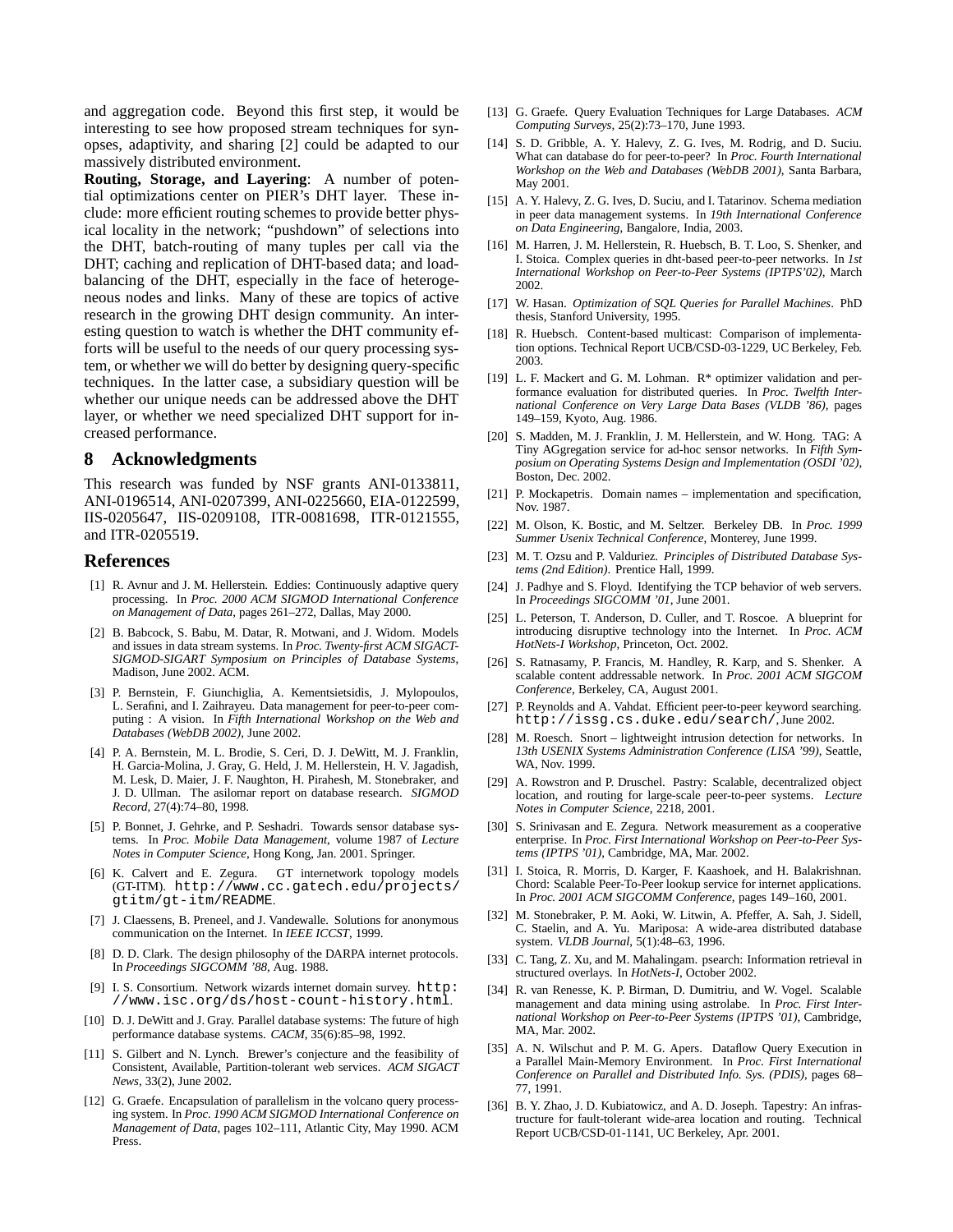and aggregation code. Beyond this first step, it would be interesting to see how proposed stream techniques for synopses, adaptivity, and sharing [2] could be adapted to our massively distributed environment.

**Routing, Storage, and Layering**: A number of potential optimizations center on PIER's DHT layer. These include: more efficient routing schemes to provide better physical locality in the network; "pushdown" of selections into the DHT, batch-routing of many tuples per call via the DHT; caching and replication of DHT-based data; and load-balancing of the DHT, especially in the face of heterogeneous nodes and links. Many of these are topics of active research in the growing DHT design community. An interesting question to watch is whether the DHT community efforts will be useful to the needs of our query processing system, or whether we will do better by designing query-specific techniques. In the latter case, a subsidiary question will be whether our unique needs can be addressed above the DHT layer, or whether we need specialized DHT support for increased performance.

## 8 Acknowledgments

This research was funded by NSF grants ANI-0133811, ANI-0196514, ANI-0207399, ANI-0225660, EIA-0122599, IIS-0205647, IIS-0209108, ITR-0081698, ITR-0121555, and ITR-0205519.

## References

[1] R. Avnur and J. M. Hellerstein. Eddies: Continuously adaptive query processing. In *Proc. 2000 ACM SIGMOD International Conference on Management of Data*, pages 261–272, Dallas, May 2000.

[2] B. Babcock, S. Babu, M. Datar, R. Motwani, and J. Widom. Models and issues in data stream systems. In *Proc. Twenty-first ACM SIGACT-SIGMOD-SIGART Symposium on Principles of Database Systems*, Madison, June 2002. ACM.

[3] P. Bernstein, F. Giunchiglia, A. Kementsietsidis, J. Mylopoulos, L. Serafini, and I. Zaihrayeu. Data management for peer-to-peer computing : A vision. In *Fifth International Workshop on the Web and Databases (WebDB 2002)*, June 2002.

[4] P. A. Bernstein, M. L. Brodie, S. Ceri, D. J. DeWitt, M. J. Franklin, H. Garcia-Molina, J. Gray, G. Held, J. M. Hellerstein, H. V. Jagadish, M. Lesk, D. Maier, J. F. Naughton, H. Pirahesh, M. Stonebraker, and J. D. Ullman. The asilomar report on database research. *SIGMOD Record*, 27(4):74–80, 1998.

[5] P. Bonnet, J. Gehrke, and P. Seshadri. Towards sensor database systems. In *Proc. Mobile Data Management*, volume 1987 of *Lecture Notes in Computer Science*, Hong Kong, Jan. 2001. Springer.

[6] K. Calvert and E. Zegura. GT internetwork topology models (GT-ITM). `http://www.cc.gatech.edu/projects/gtitm/gt-itm/README`.

[7] J. Claessens, B. Preneel, and J. Vandewalle. Solutions for anonymous communication on the Internet. In *IEEE ICCST*, 1999.

[8] D. D. Clark. The design philosophy of the DARPA internet protocols. In *Proceedings SIGCOMM '88*, Aug. 1988.

[9] I. S. Consortium. Network wizards internet domain survey. `http://www.isc.org/ds/host-count-history.html`.

[10] D. J. DeWitt and J. Gray. Parallel database systems: The future of high performance database systems. *CACM*, 35(6):85–98, 1992.

[11] S. Gilbert and N. Lynch. Brewer's conjecture and the feasibility of Consistent, Available, Partition-tolerant web services. *ACM SIGACT News*, 33(2), June 2002.

[12] G. Graefe. Encapsulation of parallelism in the volcano query processing system. In *Proc. 1990 ACM SIGMOD International Conference on Management of Data*, pages 102–111, Atlantic City, May 1990. ACM Press.

[13] G. Graefe. Query Evaluation Techniques for Large Databases. *ACM Computing Surveys*, 25(2):73–170, June 1993.

[14] S. D. Gribble, A. Y. Halevy, Z. G. Ives, M. Rodrig, and D. Suciu. What can database do for peer-to-peer? In *Proc. Fourth International Workshop on the Web and Databases (WebDB 2001)*, Santa Barbara, May 2001.

[15] A. Y. Halevy, Z. G. Ives, D. Suciu, and I. Tatarinov. Schema mediation in peer data management systems. In *19th International Conference on Data Engineering*, Bangalore, India, 2003.

[16] M. Harren, J. M. Hellerstein, R. Huebsch, B. T. Loo, S. Shenker, and I. Stoica. Complex queries in dht-based peer-to-peer networks. In *1st International Workshop on Peer-to-Peer Systems (IPTPS'02)*, March 2002.

[17] W. Hasan. *Optimization of SQL Queries for Parallel Machines*. PhD thesis, Stanford University, 1995.

[18] R. Huebsch. Content-based multicast: Comparison of implementation options. Technical Report UCB/CSD-03-1229, UC Berkeley, Feb. 2003.

[19] L. F. Mackert and G. M. Lohman. R* optimizer validation and performance evaluation for distributed queries. In *Proc. Twelfth International Conference on Very Large Data Bases (VLDB '86)*, pages 149–159, Kyoto, Aug. 1986.

[20] S. Madden, M. J. Franklin, J. M. Hellerstein, and W. Hong. TAG: A Tiny AGgregation service for ad-hoc sensor networks. In *Fifth Symposium on Operating Systems Design and Implementation (OSDI '02)*, Boston, Dec. 2002.

[21] P. Mockapetris. Domain names – implementation and specification, Nov. 1987.

[22] M. Olson, K. Bostic, and M. Seltzer. Berkeley DB. In *Proc. 1999 Summer Usenix Technical Conference*, Monterey, June 1999.

[23] M. T. Ozsu and P. Valduriez. *Principles of Distributed Database Systems (2nd Edition)*. Prentice Hall, 1999.

[24] J. Padhye and S. Floyd. Identifying the TCP behavior of web servers. In *Proceedings SIGCOMM '01*, June 2001.

[25] L. Peterson, T. Anderson, D. Culler, and T. Roscoe. A blueprint for introducing disruptive technology into the Internet. In *Proc. ACM HotNets-I Workshop*, Princeton, Oct. 2002.

[26] S. Ratnasamy, P. Francis, M. Handley, R. Karp, and S. Shenker. A scalable content addressable network. In *Proc. 2001 ACM SIGCOM Conference*, Berkeley, CA, August 2001.

[27] P. Reynolds and A. Vahdat. Efficient peer-to-peer keyword searching. `http://issg.cs.duke.edu/search/`, June 2002.

[28] M. Roesch. Snort – lightweight intrusion detection for networks. In *13th USENIX Systems Administration Conference (LISA '99)*, Seattle, WA, Nov. 1999.

[29] A. Rowstron and P. Druschel. Pastry: Scalable, decentralized object location, and routing for large-scale peer-to-peer systems. *Lecture Notes in Computer Science*, 2218, 2001.

[30] S. Srinivasan and E. Zegura. Network measurement as a cooperative enterprise. In *Proc. First International Workshop on Peer-to-Peer Systems (IPTPS '01)*, Cambridge, MA, Mar. 2002.

[31] I. Stoica, R. Morris, D. Karger, F. Kaashoek, and H. Balakrishnan. Chord: Scalable Peer-To-Peer lookup service for internet applications. In *Proc. 2001 ACM SIGCOMM Conference*, pages 149–160, 2001.

[32] M. Stonebraker, P. M. Aoki, W. Litwin, A. Pfeffer, A. Sah, J. Sidell, C. Staelin, and A. Yu. Mariposa: A wide-area distributed database system. *VLDB Journal*, 5(1):48–63, 1996.

[33] C. Tang, Z. Xu, and M. Mahalingam. psearch: Information retrieval in structured overlays. In *HotNets-I*, October 2002.

[34] R. van Renesse, K. P. Birman, D. Dumitriu, and W. Vogel. Scalable management and data mining using astrolabe. In *Proc. First International Workshop on Peer-to-Peer Systems (IPTPS '01)*, Cambridge, MA, Mar. 2002.

[35] A. N. Wilschut and P. M. G. Apers. Dataflow Query Execution in a Parallel Main-Memory Environment. In *Proc. First International Conference on Parallel and Distributed Info. Sys. (PDIS)*, pages 68–77, 1991.

[36] B. Y. Zhao, J. D. Kubiatowicz, and A. D. Joseph. Tapestry: An infrastructure for fault-tolerant wide-area location and routing. Technical Report UCB/CSD-01-1141, UC Berkeley, Apr. 2001.